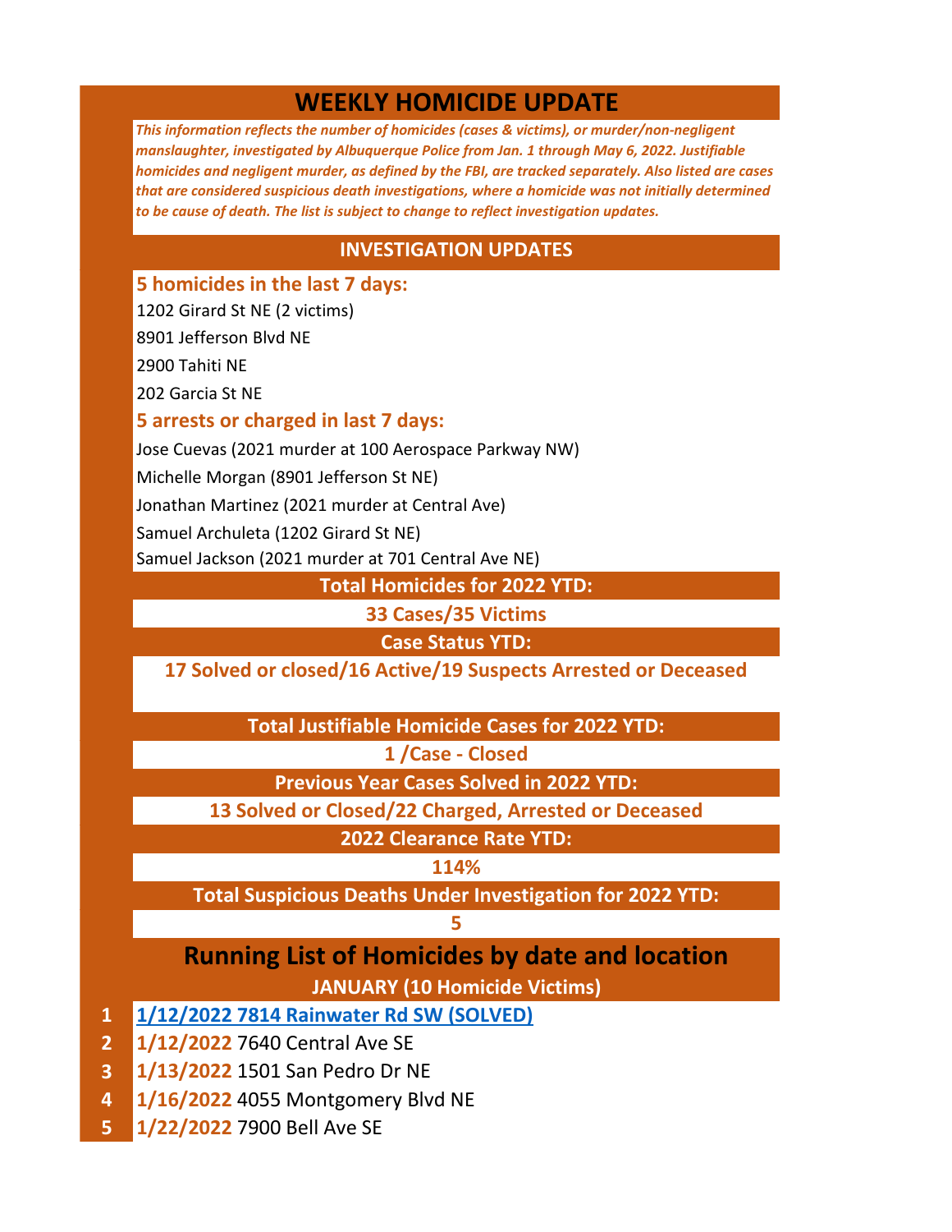# WEEKLY HOMICIDE UPDATE

*This information reflects the number of homicides (cases & victims), or murder/non-negligent manslaughter, investigated by Albuquerque Police from Jan. 1 through May 6, 2022. Justifiable homicides and negligent murder, as defined by the FBI, are tracked separately. Also listed are cases that are considered suspicious death investigations, where a homicide was not initially determined to be cause of death. The list is subject to change to reflect investigation updates.*

## INVESTIGATION UPDATES

### 5 homicides in the last 7 days:

1202 Girard St NE (2 victims)

8901 Jefferson Blvd NE

2900 Tahiti NE

202 Garcia St NE

### 5 arrests or charged in last 7 days:

Jose Cuevas (2021 murder at 100 Aerospace Parkway NW)

Michelle Morgan (8901 Jefferson St NE)

Jonathan Martinez (2021 murder at Central Ave)

Samuel Archuleta (1202 Girard St NE)

Samuel Jackson (2021 murder at 701 Central Ave NE)

**Total Homicides for 2022 YTD:**

**33 Cases/35 Victims**

**Case Status YTD:**

**17 Solved or closed/16 Active/19 Suspects Arrested or Deceased**

**Total Justifiable Homicide Cases for 2022 YTD:**

**1 /Case - Closed**

**Previous Year Cases Solved in 2022 YTD:**

**13 Solved or Closed/22 Charged, Arrested or Deceased**

**2022 Clearance Rate YTD:**

**114%**

**Total Suspicious Deaths Under Investigation for 2022 YTD:**

**5**

## Running List of Homicides by date and location

### JANUARY (10 Homicide Victims)

1. **1/12/2022 7814 Rainwater Rd SW (SOLVED)**
2. **1/12/2022** 7640 Central Ave SE
3. **1/13/2022** 1501 San Pedro Dr NE
4. **1/16/2022** 4055 Montgomery Blvd NE
5. **1/22/2022** 7900 Bell Ave SE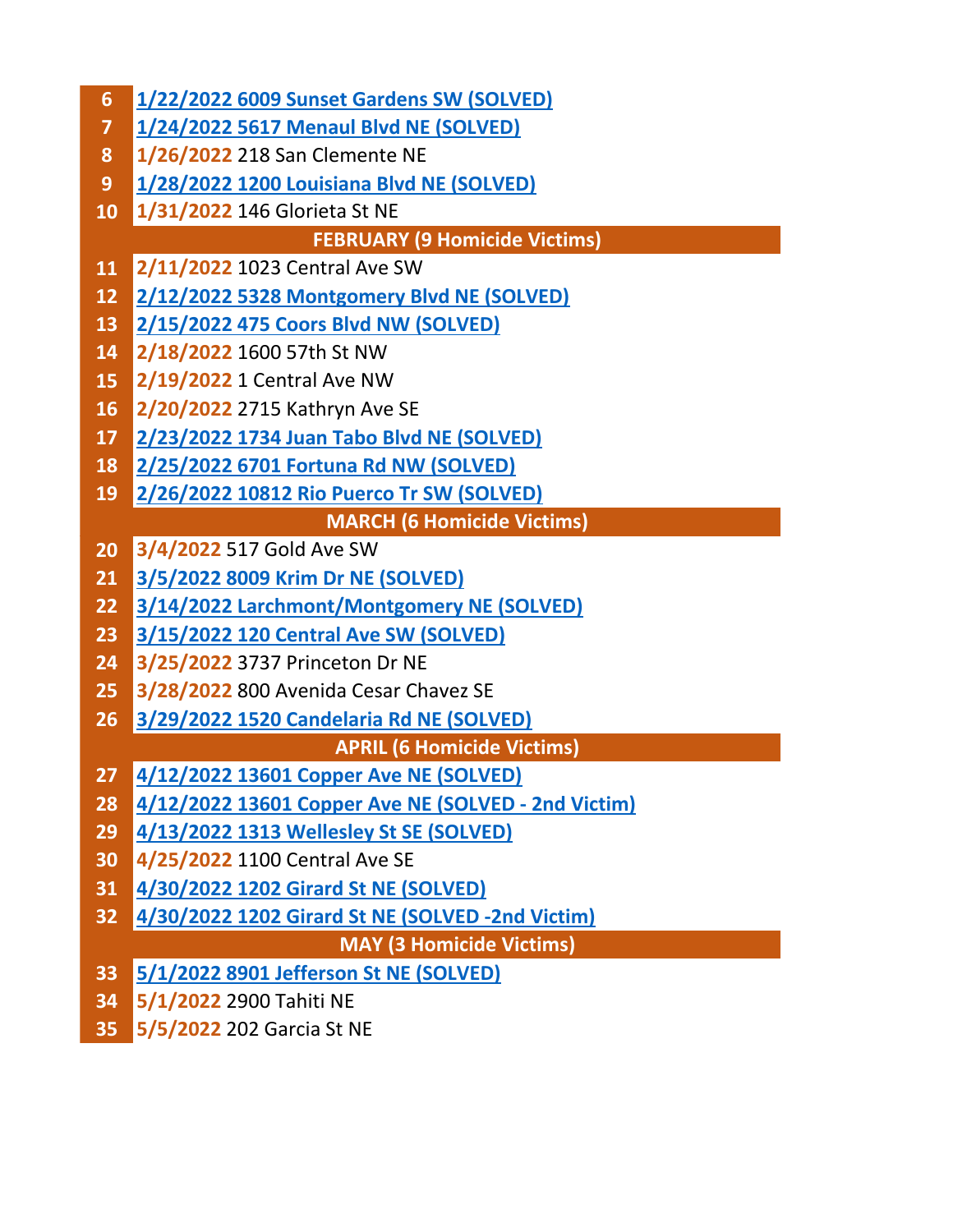| | |
|---|---|
| 6 | 1/22/2022 6009 Sunset Gardens SW (SOLVED) |
| 7 | 1/24/2022 5617 Menaul Blvd NE (SOLVED) |
| 8 | 1/26/2022 218 San Clemente NE |
| 9 | 1/28/2022 1200 Louisiana Blvd NE (SOLVED) |
| 10 | 1/31/2022 146 Glorieta St NE |
| | **FEBRUARY (9 Homicide Victims)** |
| 11 | 2/11/2022 1023 Central Ave SW |
| 12 | 2/12/2022 5328 Montgomery Blvd NE (SOLVED) |
| 13 | 2/15/2022 475 Coors Blvd NW (SOLVED) |
| 14 | 2/18/2022 1600 57th St NW |
| 15 | 2/19/2022 1 Central Ave NW |
| 16 | 2/20/2022 2715 Kathryn Ave SE |
| 17 | 2/23/2022 1734 Juan Tabo Blvd NE (SOLVED) |
| 18 | 2/25/2022 6701 Fortuna Rd NW (SOLVED) |
| 19 | 2/26/2022 10812 Rio Puerco Tr SW (SOLVED) |
| | **MARCH (6 Homicide Victims)** |
| 20 | 3/4/2022 517 Gold Ave SW |
| 21 | 3/5/2022 8009 Krim Dr NE (SOLVED) |
| 22 | 3/14/2022 Larchmont/Montgomery NE (SOLVED) |
| 23 | 3/15/2022 120 Central Ave SW (SOLVED) |
| 24 | 3/25/2022 3737 Princeton Dr NE |
| 25 | 3/28/2022 800 Avenida Cesar Chavez SE |
| 26 | 3/29/2022 1520 Candelaria Rd NE (SOLVED) |
| | **APRIL (6 Homicide Victims)** |
| 27 | 4/12/2022 13601 Copper Ave NE (SOLVED) |
| 28 | 4/12/2022 13601 Copper Ave NE (SOLVED - 2nd Victim) |
| 29 | 4/13/2022 1313 Wellesley St SE (SOLVED) |
| 30 | 4/25/2022 1100 Central Ave SE |
| 31 | 4/30/2022 1202 Girard St NE (SOLVED) |
| 32 | 4/30/2022 1202 Girard St NE (SOLVED -2nd Victim) |
| | **MAY (3 Homicide Victims)** |
| 33 | 5/1/2022 8901 Jefferson St NE (SOLVED) |
| 34 | 5/1/2022 2900 Tahiti NE |
| 35 | 5/5/2022 202 Garcia St NE |